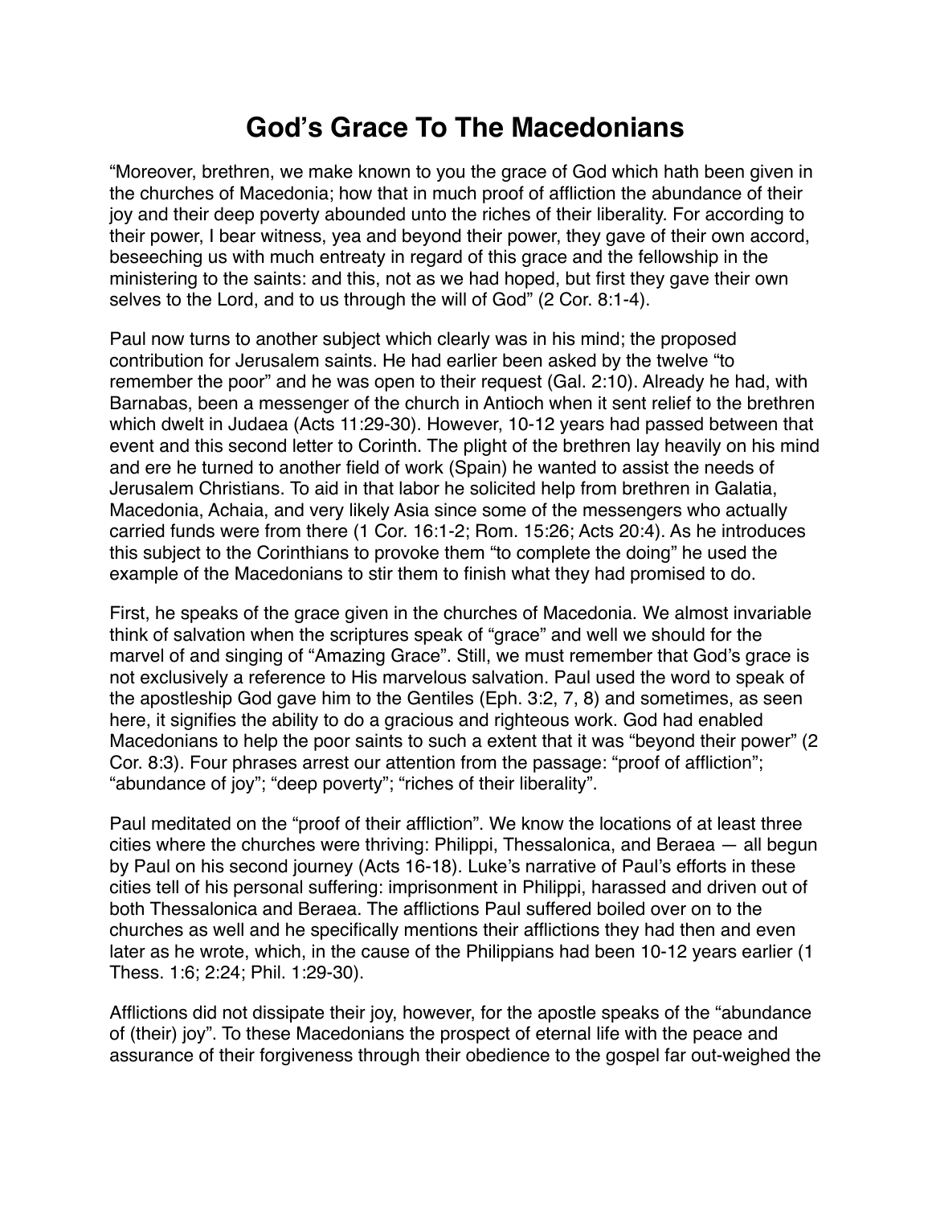# God's Grace To The Macedonians

"Moreover, brethren, we make known to you the grace of God which hath been given in the churches of Macedonia; how that in much proof of affliction the abundance of their joy and their deep poverty abounded unto the riches of their liberality. For according to their power, I bear witness, yea and beyond their power, they gave of their own accord, beseeching us with much entreaty in regard of this grace and the fellowship in the ministering to the saints: and this, not as we had hoped, but first they gave their own selves to the Lord, and to us through the will of God" (2 Cor. 8:1-4).

Paul now turns to another subject which clearly was in his mind; the proposed contribution for Jerusalem saints. He had earlier been asked by the twelve "to remember the poor" and he was open to their request (Gal. 2:10). Already he had, with Barnabas, been a messenger of the church in Antioch when it sent relief to the brethren which dwelt in Judaea (Acts 11:29-30). However, 10-12 years had passed between that event and this second letter to Corinth. The plight of the brethren lay heavily on his mind and ere he turned to another field of work (Spain) he wanted to assist the needs of Jerusalem Christians. To aid in that labor he solicited help from brethren in Galatia, Macedonia, Achaia, and very likely Asia since some of the messengers who actually carried funds were from there (1 Cor. 16:1-2; Rom. 15:26; Acts 20:4). As he introduces this subject to the Corinthians to provoke them "to complete the doing" he used the example of the Macedonians to stir them to finish what they had promised to do.

First, he speaks of the grace given in the churches of Macedonia. We almost invariable think of salvation when the scriptures speak of "grace" and well we should for the marvel of and singing of "Amazing Grace". Still, we must remember that God's grace is not exclusively a reference to His marvelous salvation. Paul used the word to speak of the apostleship God gave him to the Gentiles (Eph. 3:2, 7, 8) and sometimes, as seen here, it signifies the ability to do a gracious and righteous work. God had enabled Macedonians to help the poor saints to such a extent that it was "beyond their power" (2 Cor. 8:3). Four phrases arrest our attention from the passage: "proof of affliction"; "abundance of joy"; "deep poverty"; "riches of their liberality".

Paul meditated on the "proof of their affliction". We know the locations of at least three cities where the churches were thriving: Philippi, Thessalonica, and Beraea — all begun by Paul on his second journey (Acts 16-18). Luke's narrative of Paul's efforts in these cities tell of his personal suffering: imprisonment in Philippi, harassed and driven out of both Thessalonica and Beraea. The afflictions Paul suffered boiled over on to the churches as well and he specifically mentions their afflictions they had then and even later as he wrote, which, in the cause of the Philippians had been 10-12 years earlier (1 Thess. 1:6; 2:24; Phil. 1:29-30).

Afflictions did not dissipate their joy, however, for the apostle speaks of the "abundance of (their) joy". To these Macedonians the prospect of eternal life with the peace and assurance of their forgiveness through their obedience to the gospel far out-weighed the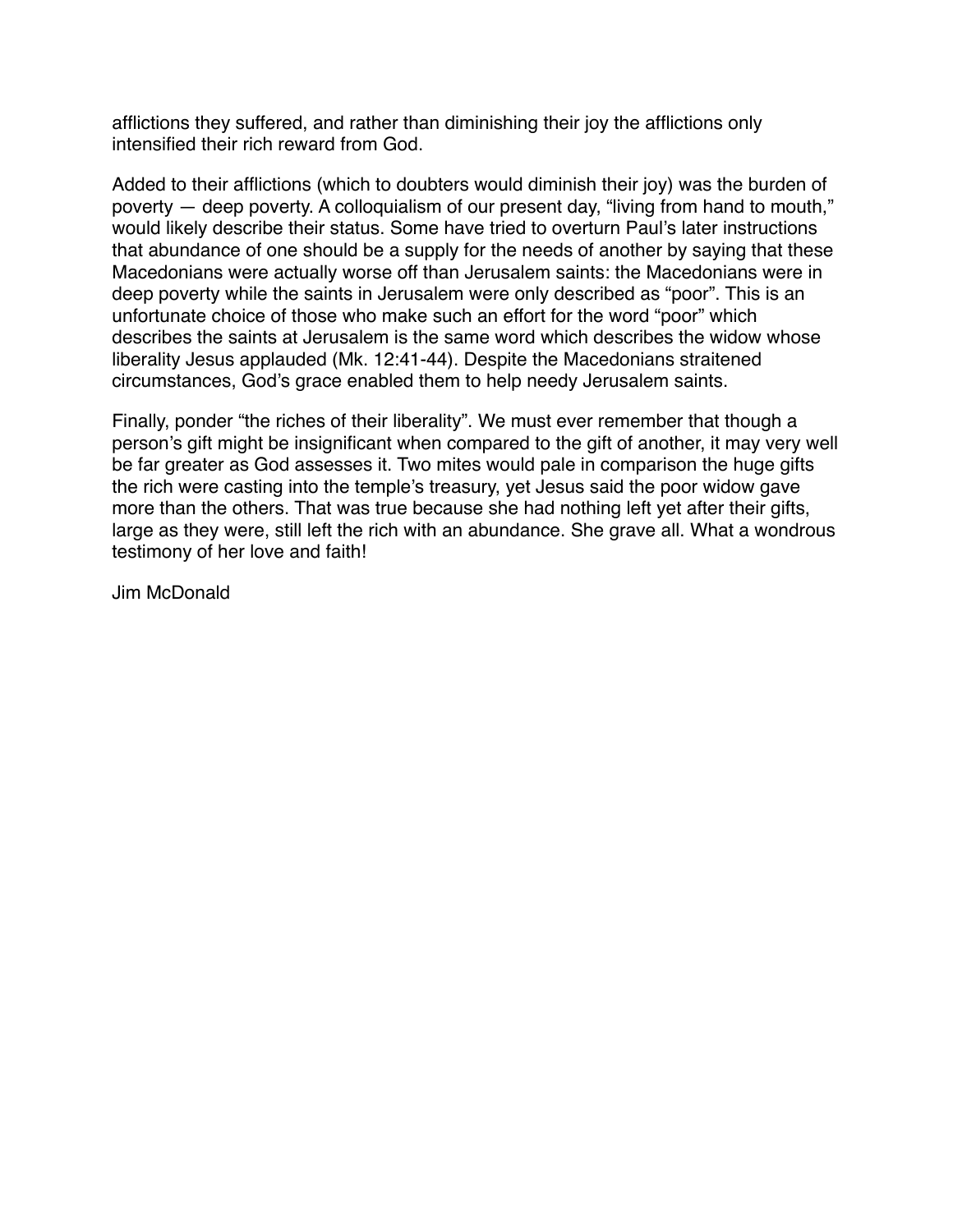afflictions they suffered, and rather than diminishing their joy the afflictions only intensified their rich reward from God.

Added to their afflictions (which to doubters would diminish their joy) was the burden of poverty — deep poverty. A colloquialism of our present day, "living from hand to mouth," would likely describe their status. Some have tried to overturn Paul's later instructions that abundance of one should be a supply for the needs of another by saying that these Macedonians were actually worse off than Jerusalem saints: the Macedonians were in deep poverty while the saints in Jerusalem were only described as "poor". This is an unfortunate choice of those who make such an effort for the word "poor" which describes the saints at Jerusalem is the same word which describes the widow whose liberality Jesus applauded (Mk. 12:41-44). Despite the Macedonians straitened circumstances, God's grace enabled them to help needy Jerusalem saints.

Finally, ponder "the riches of their liberality". We must ever remember that though a person's gift might be insignificant when compared to the gift of another, it may very well be far greater as God assesses it. Two mites would pale in comparison the huge gifts the rich were casting into the temple's treasury, yet Jesus said the poor widow gave more than the others. That was true because she had nothing left yet after their gifts, large as they were, still left the rich with an abundance. She grave all. What a wondrous testimony of her love and faith!

Jim McDonald